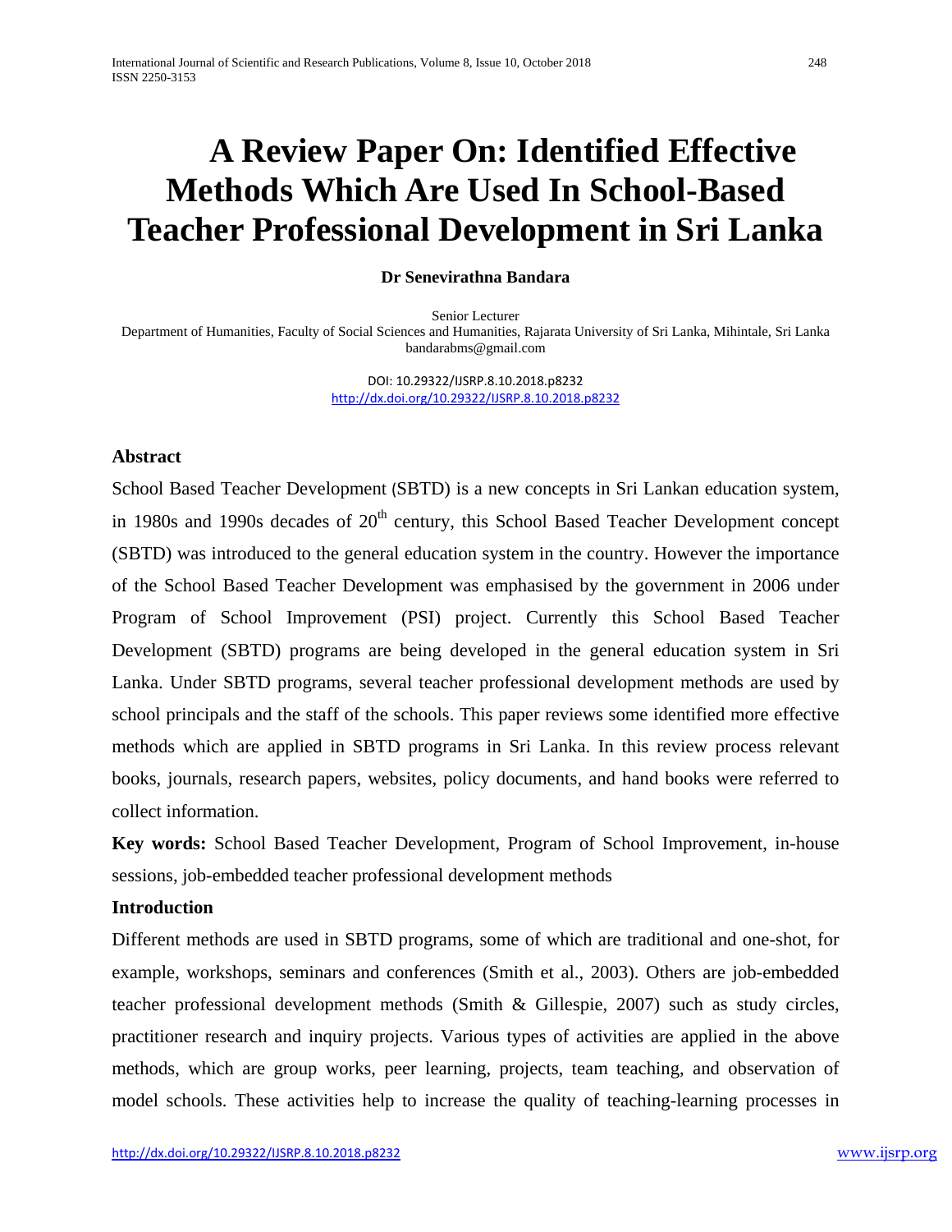# A Review Paper On: Identified Effective Methods Which Are Used In School-Based Teacher Professional Development in Sri Lanka

**Dr Senevirathna Bandara**

Senior Lecturer
Department of Humanities, Faculty of Social Sciences and Humanities, Rajarata University of Sri Lanka, Mihintale, Sri Lanka
bandarabms@gmail.com

DOI: 10.29322/IJSRP.8.10.2018.p8232
http://dx.doi.org/10.29322/IJSRP.8.10.2018.p8232

## Abstract

School Based Teacher Development (SBTD) is a new concepts in Sri Lankan education system, in 1980s and 1990s decades of 20th century, this School Based Teacher Development concept (SBTD) was introduced to the general education system in the country. However the importance of the School Based Teacher Development was emphasised by the government in 2006 under Program of School Improvement (PSI) project. Currently this School Based Teacher Development (SBTD) programs are being developed in the general education system in Sri Lanka. Under SBTD programs, several teacher professional development methods are used by school principals and the staff of the schools. This paper reviews some identified more effective methods which are applied in SBTD programs in Sri Lanka. In this review process relevant books, journals, research papers, websites, policy documents, and hand books were referred to collect information.

**Key words:** School Based Teacher Development, Program of School Improvement, in-house sessions, job-embedded teacher professional development methods

## Introduction

Different methods are used in SBTD programs, some of which are traditional and one-shot, for example, workshops, seminars and conferences (Smith et al., 2003). Others are job-embedded teacher professional development methods (Smith & Gillespie, 2007) such as study circles, practitioner research and inquiry projects. Various types of activities are applied in the above methods, which are group works, peer learning, projects, team teaching, and observation of model schools. These activities help to increase the quality of teaching-learning processes in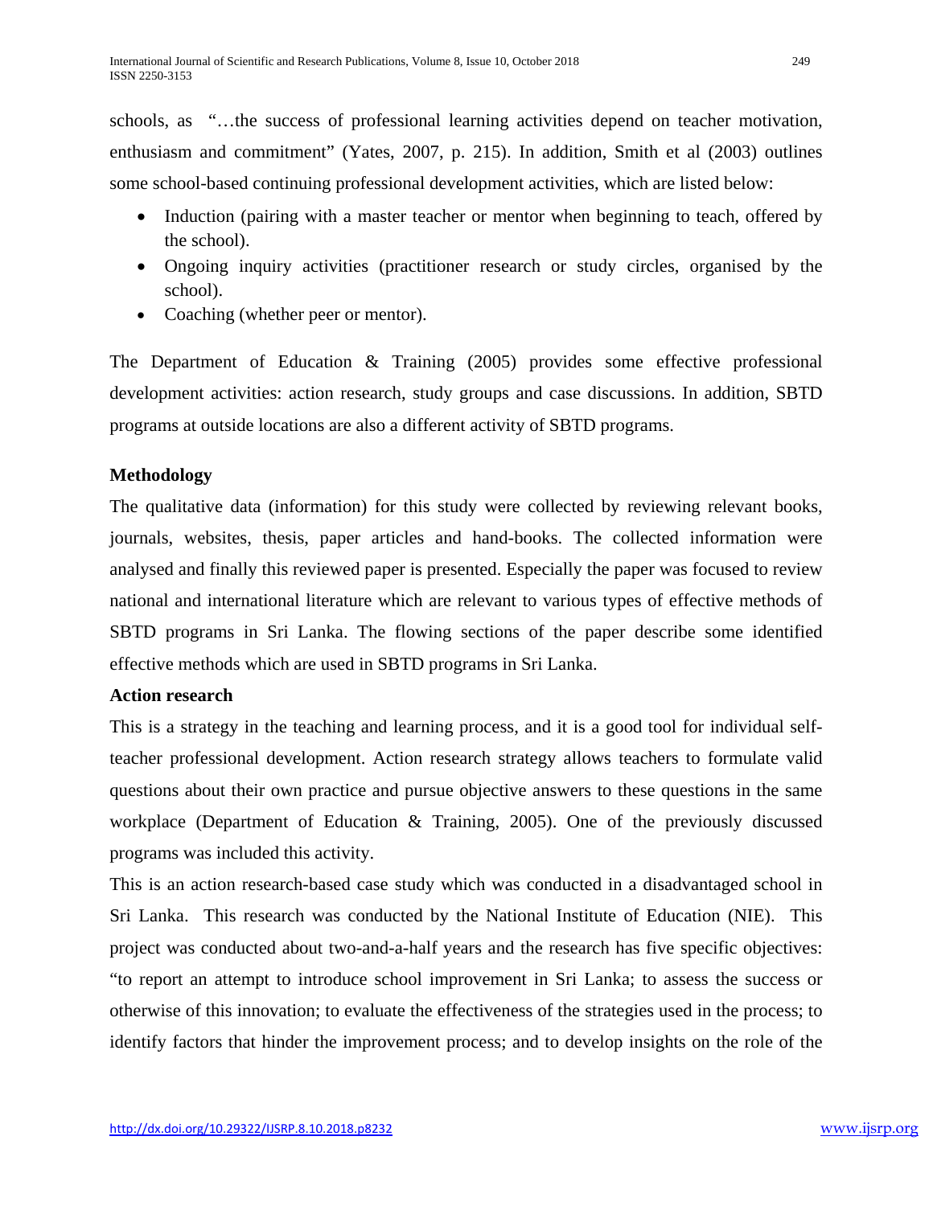schools, as "…the success of professional learning activities depend on teacher motivation, enthusiasm and commitment" (Yates, 2007, p. 215). In addition, Smith et al (2003) outlines some school-based continuing professional development activities, which are listed below:

- Induction (pairing with a master teacher or mentor when beginning to teach, offered by the school).
- Ongoing inquiry activities (practitioner research or study circles, organised by the school).
- Coaching (whether peer or mentor).

The Department of Education & Training (2005) provides some effective professional development activities: action research, study groups and case discussions. In addition, SBTD programs at outside locations are also a different activity of SBTD programs.

## Methodology

The qualitative data (information) for this study were collected by reviewing relevant books, journals, websites, thesis, paper articles and hand-books. The collected information were analysed and finally this reviewed paper is presented. Especially the paper was focused to review national and international literature which are relevant to various types of effective methods of SBTD programs in Sri Lanka. The flowing sections of the paper describe some identified effective methods which are used in SBTD programs in Sri Lanka.

## Action research

This is a strategy in the teaching and learning process, and it is a good tool for individual self-teacher professional development. Action research strategy allows teachers to formulate valid questions about their own practice and pursue objective answers to these questions in the same workplace (Department of Education & Training, 2005). One of the previously discussed programs was included this activity.

This is an action research-based case study which was conducted in a disadvantaged school in Sri Lanka. This research was conducted by the National Institute of Education (NIE). This project was conducted about two-and-a-half years and the research has five specific objectives: "to report an attempt to introduce school improvement in Sri Lanka; to assess the success or otherwise of this innovation; to evaluate the effectiveness of the strategies used in the process; to identify factors that hinder the improvement process; and to develop insights on the role of the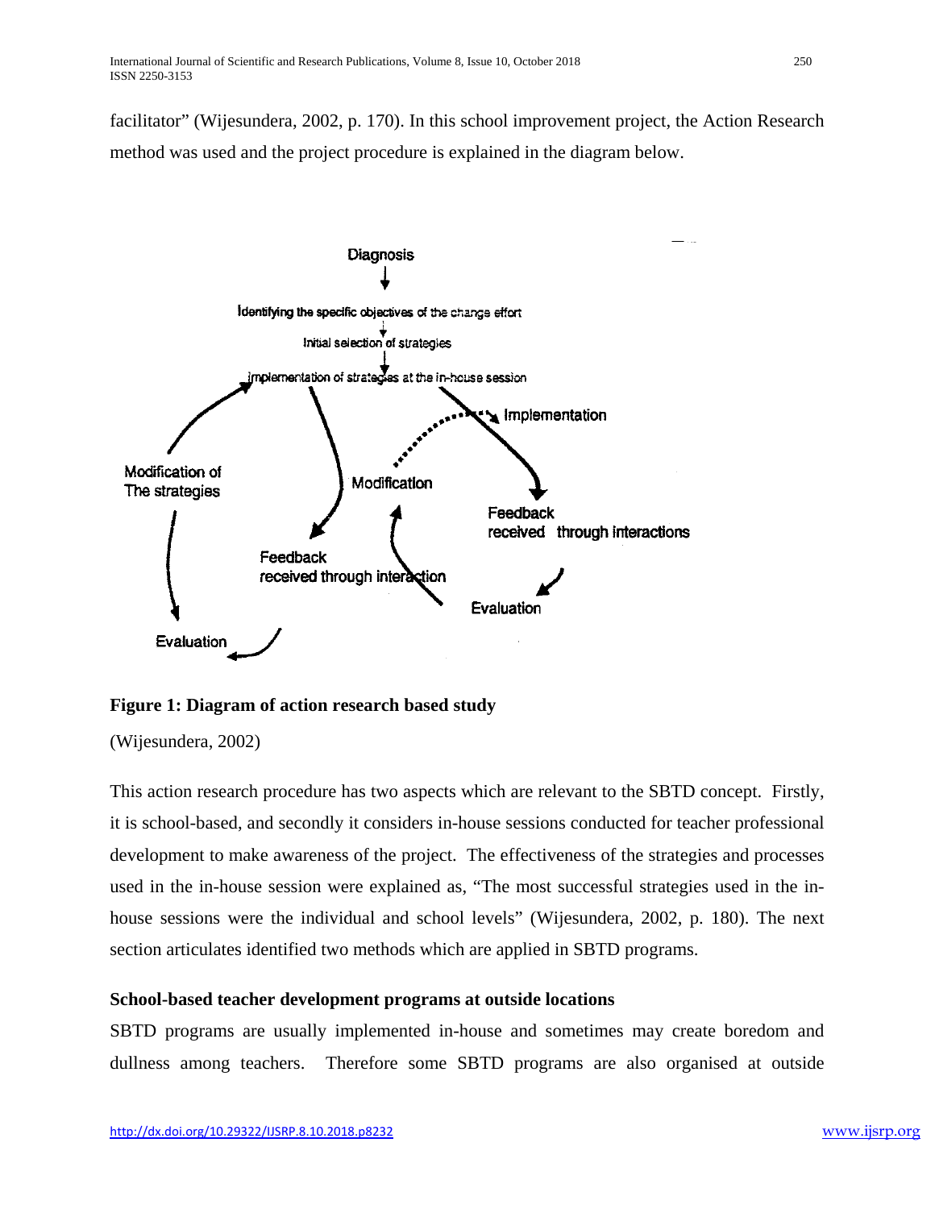facilitator" (Wijesundera, 2002, p. 170). In this school improvement project, the Action Research method was used and the project procedure is explained in the diagram below.

**Figure 1: Diagram of action research based study**

(Wijesundera, 2002)

This action research procedure has two aspects which are relevant to the SBTD concept. Firstly, it is school-based, and secondly it considers in-house sessions conducted for teacher professional development to make awareness of the project. The effectiveness of the strategies and processes used in the in-house session were explained as, "The most successful strategies used in the in-house sessions were the individual and school levels" (Wijesundera, 2002, p. 180). The next section articulates identified two methods which are applied in SBTD programs.

**School-based teacher development programs at outside locations**

SBTD programs are usually implemented in-house and sometimes may create boredom and dullness among teachers. Therefore some SBTD programs are also organised at outside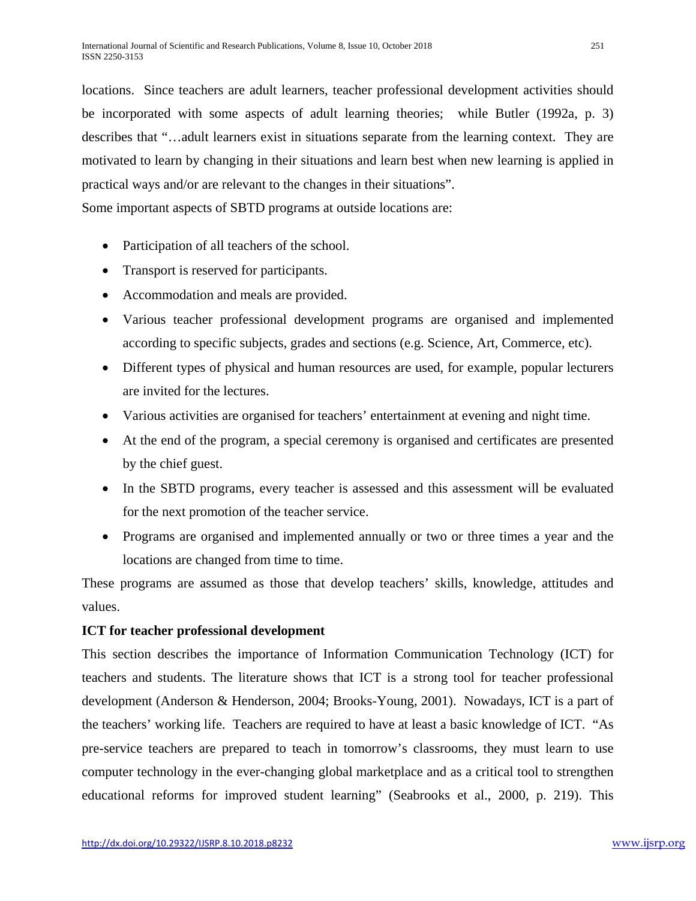locations. Since teachers are adult learners, teacher professional development activities should be incorporated with some aspects of adult learning theories; while Butler (1992a, p. 3) describes that "…adult learners exist in situations separate from the learning context. They are motivated to learn by changing in their situations and learn best when new learning is applied in practical ways and/or are relevant to the changes in their situations".

Some important aspects of SBTD programs at outside locations are:

- Participation of all teachers of the school.
- Transport is reserved for participants.
- Accommodation and meals are provided.
- Various teacher professional development programs are organised and implemented according to specific subjects, grades and sections (e.g. Science, Art, Commerce, etc).
- Different types of physical and human resources are used, for example, popular lecturers are invited for the lectures.
- Various activities are organised for teachers' entertainment at evening and night time.
- At the end of the program, a special ceremony is organised and certificates are presented by the chief guest.
- In the SBTD programs, every teacher is assessed and this assessment will be evaluated for the next promotion of the teacher service.
- Programs are organised and implemented annually or two or three times a year and the locations are changed from time to time.

These programs are assumed as those that develop teachers' skills, knowledge, attitudes and values.

**ICT for teacher professional development**

This section describes the importance of Information Communication Technology (ICT) for teachers and students. The literature shows that ICT is a strong tool for teacher professional development (Anderson & Henderson, 2004; Brooks-Young, 2001). Nowadays, ICT is a part of the teachers' working life. Teachers are required to have at least a basic knowledge of ICT. "As pre-service teachers are prepared to teach in tomorrow's classrooms, they must learn to use computer technology in the ever-changing global marketplace and as a critical tool to strengthen educational reforms for improved student learning" (Seabrooks et al., 2000, p. 219). This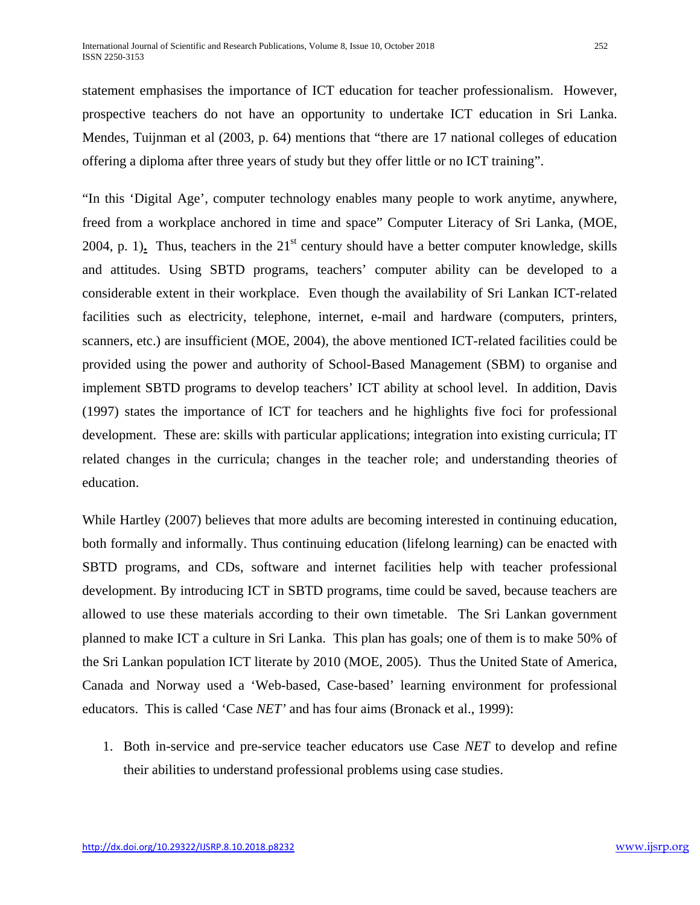statement emphasises the importance of ICT education for teacher professionalism. However, prospective teachers do not have an opportunity to undertake ICT education in Sri Lanka. Mendes, Tuijnman et al (2003, p. 64) mentions that "there are 17 national colleges of education offering a diploma after three years of study but they offer little or no ICT training".

"In this 'Digital Age', computer technology enables many people to work anytime, anywhere, freed from a workplace anchored in time and space" Computer Literacy of Sri Lanka, (MOE, 2004, p. 1). Thus, teachers in the 21st century should have a better computer knowledge, skills and attitudes. Using SBTD programs, teachers' computer ability can be developed to a considerable extent in their workplace. Even though the availability of Sri Lankan ICT-related facilities such as electricity, telephone, internet, e-mail and hardware (computers, printers, scanners, etc.) are insufficient (MOE, 2004), the above mentioned ICT-related facilities could be provided using the power and authority of School-Based Management (SBM) to organise and implement SBTD programs to develop teachers' ICT ability at school level. In addition, Davis (1997) states the importance of ICT for teachers and he highlights five foci for professional development. These are: skills with particular applications; integration into existing curricula; IT related changes in the curricula; changes in the teacher role; and understanding theories of education.

While Hartley (2007) believes that more adults are becoming interested in continuing education, both formally and informally. Thus continuing education (lifelong learning) can be enacted with SBTD programs, and CDs, software and internet facilities help with teacher professional development. By introducing ICT in SBTD programs, time could be saved, because teachers are allowed to use these materials according to their own timetable. The Sri Lankan government planned to make ICT a culture in Sri Lanka. This plan has goals; one of them is to make 50% of the Sri Lankan population ICT literate by 2010 (MOE, 2005). Thus the United State of America, Canada and Norway used a 'Web-based, Case-based' learning environment for professional educators. This is called 'Case *NET*' and has four aims (Bronack et al., 1999):

1. Both in-service and pre-service teacher educators use Case *NET* to develop and refine their abilities to understand professional problems using case studies.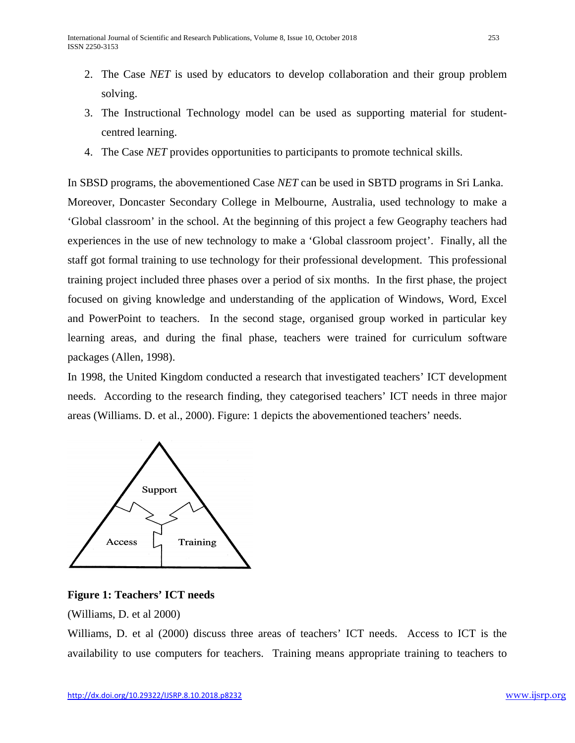2. The Case *NET* is used by educators to develop collaboration and their group problem solving.
3. The Instructional Technology model can be used as supporting material for student-centred learning.
4. The Case *NET* provides opportunities to participants to promote technical skills.

In SBSD programs, the abovementioned Case *NET* can be used in SBTD programs in Sri Lanka. Moreover, Doncaster Secondary College in Melbourne, Australia, used technology to make a 'Global classroom' in the school. At the beginning of this project a few Geography teachers had experiences in the use of new technology to make a 'Global classroom project'. Finally, all the staff got formal training to use technology for their professional development. This professional training project included three phases over a period of six months. In the first phase, the project focused on giving knowledge and understanding of the application of Windows, Word, Excel and PowerPoint to teachers. In the second stage, organised group worked in particular key learning areas, and during the final phase, teachers were trained for curriculum software packages (Allen, 1998).

In 1998, the United Kingdom conducted a research that investigated teachers' ICT development needs. According to the research finding, they categorised teachers' ICT needs in three major areas (Williams. D. et al., 2000). Figure: 1 depicts the abovementioned teachers' needs.

**Figure 1: Teachers' ICT needs**

(Williams, D. et al 2000)

Williams, D. et al (2000) discuss three areas of teachers' ICT needs. Access to ICT is the availability to use computers for teachers. Training means appropriate training to teachers to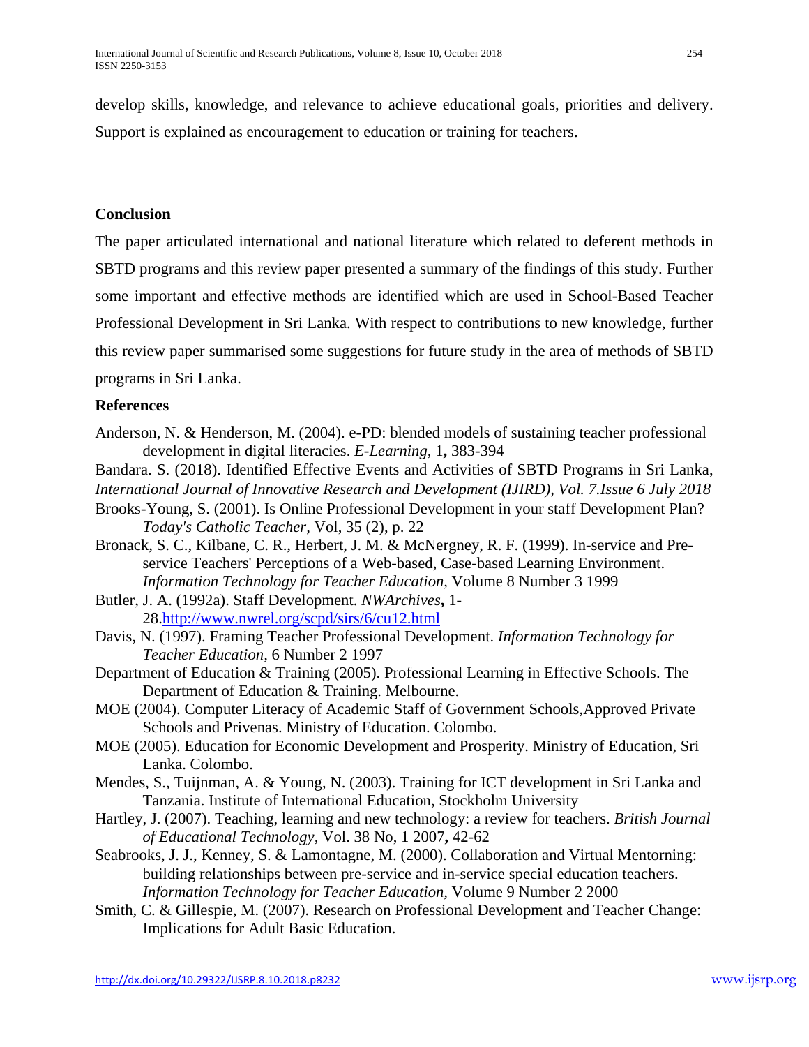develop skills, knowledge, and relevance to achieve educational goals, priorities and delivery. Support is explained as encouragement to education or training for teachers.

## Conclusion

The paper articulated international and national literature which related to deferent methods in SBTD programs and this review paper presented a summary of the findings of this study. Further some important and effective methods are identified which are used in School-Based Teacher Professional Development in Sri Lanka. With respect to contributions to new knowledge, further this review paper summarised some suggestions for future study in the area of methods of SBTD programs in Sri Lanka.

## References

Anderson, N. & Henderson, M. (2004). e-PD: blended models of sustaining teacher professional development in digital literacies. *E-Learning,* 1**,** 383-394

Bandara. S. (2018). Identified Effective Events and Activities of SBTD Programs in Sri Lanka, *International Journal of Innovative Research and Development (IJIRD), Vol. 7.Issue 6 July 2018*

Brooks-Young, S. (2001). Is Online Professional Development in your staff Development Plan? *Today's Catholic Teacher,* Vol, 35 (2), p. 22

Bronack, S. C., Kilbane, C. R., Herbert, J. M. & McNergney, R. F. (1999). In-service and Pre-service Teachers' Perceptions of a Web-based, Case-based Learning Environment. *Information Technology for Teacher Education,* Volume 8 Number 3 1999

Butler, J. A. (1992a). Staff Development. *NWArchives***,** 1-28.http://www.nwrel.org/scpd/sirs/6/cu12.html

Davis, N. (1997). Framing Teacher Professional Development. *Information Technology for Teacher Education,* 6 Number 2 1997

Department of Education & Training (2005). Professional Learning in Effective Schools. The Department of Education & Training. Melbourne.

MOE (2004). Computer Literacy of Academic Staff of Government Schools,Approved Private Schools and Privenas. Ministry of Education. Colombo.

MOE (2005). Education for Economic Development and Prosperity. Ministry of Education, Sri Lanka. Colombo.

Mendes, S., Tuijnman, A. & Young, N. (2003). Training for ICT development in Sri Lanka and Tanzania. Institute of International Education, Stockholm University

Hartley, J. (2007). Teaching, learning and new technology: a review for teachers. *British Journal of Educational Technology,* Vol. 38 No, 1 2007**,** 42-62

Seabrooks, J. J., Kenney, S. & Lamontagne, M. (2000). Collaboration and Virtual Mentoring: building relationships between pre-service and in-service special education teachers. *Information Technology for Teacher Education,* Volume 9 Number 2 2000

Smith, C. & Gillespie, M. (2007). Research on Professional Development and Teacher Change: Implications for Adult Basic Education.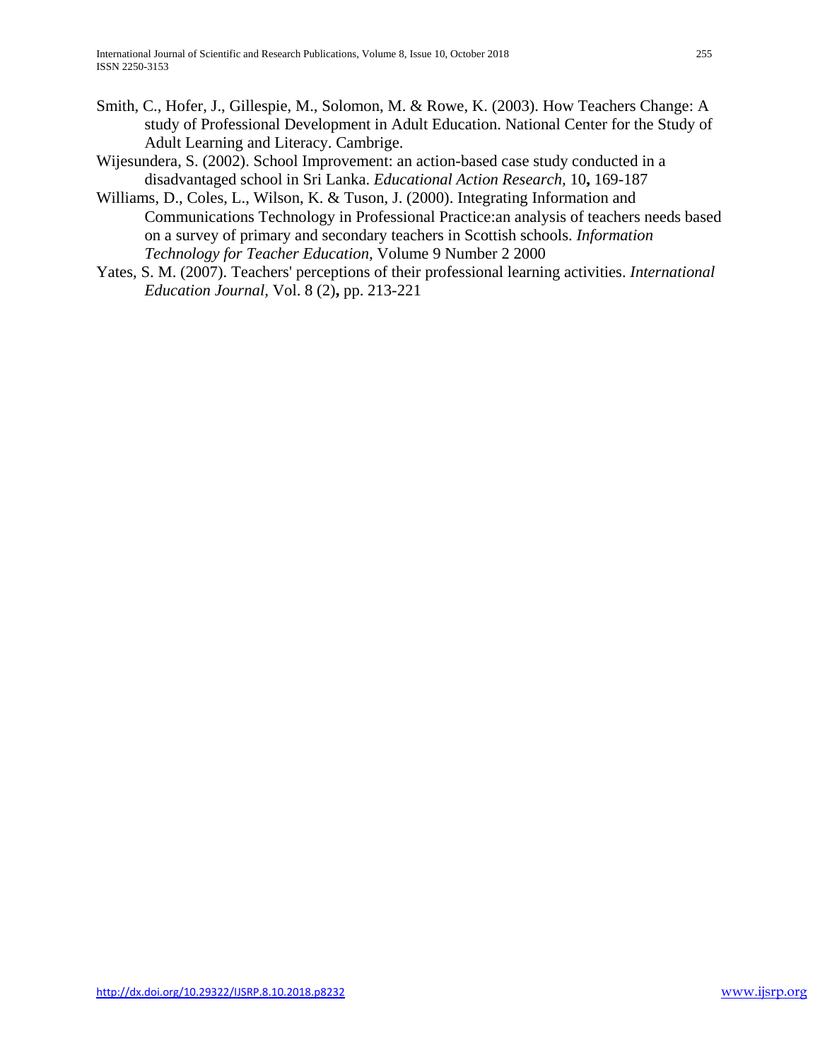Smith, C., Hofer, J., Gillespie, M., Solomon, M. & Rowe, K. (2003). How Teachers Change: A study of Professional Development in Adult Education. National Center for the Study of Adult Learning and Literacy. Cambrige.

Wijesundera, S. (2002). School Improvement: an action-based case study conducted in a disadvantaged school in Sri Lanka. *Educational Action Research,* 10**,** 169-187

Williams, D., Coles, L., Wilson, K. & Tuson, J. (2000). Integrating Information and Communications Technology in Professional Practice:an analysis of teachers needs based on a survey of primary and secondary teachers in Scottish schools. *Information Technology for Teacher Education,* Volume 9 Number 2 2000

Yates, S. M. (2007). Teachers' perceptions of their professional learning activities. *International Education Journal*, Vol. 8 (2)**,** pp. 213-221